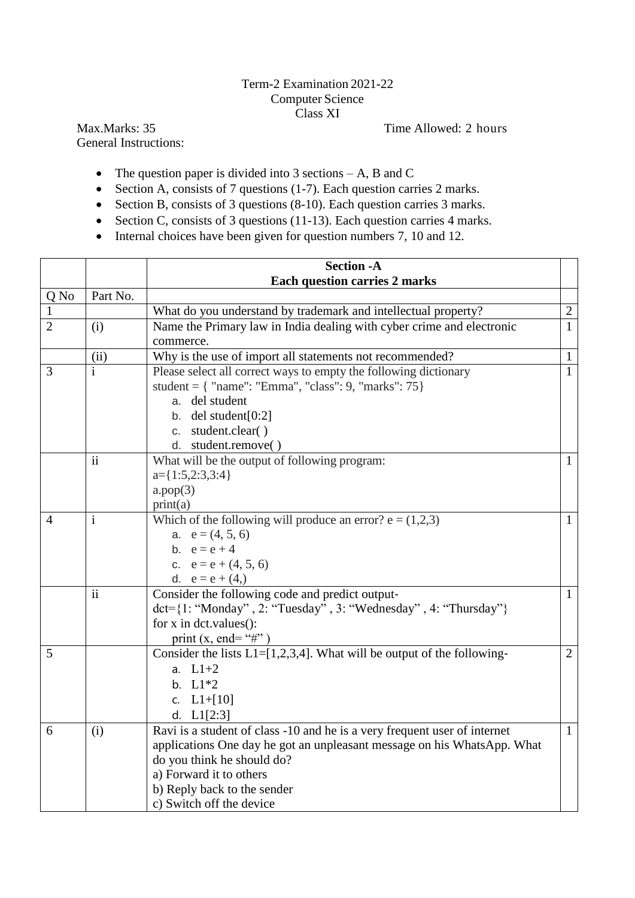Term-2 Examination 2021-22
Computer Science
Class XI

Max.Marks: 35 Time Allowed: 2 hours

General Instructions:

- The question paper is divided into 3 sections – A, B and C
- Section A, consists of 7 questions (1-7). Each question carries 2 marks.
- Section B, consists of 3 questions (8-10). Each question carries 3 marks.
- Section C, consists of 3 questions (11-13). Each question carries 4 marks.
- Internal choices have been given for question numbers 7, 10 and 12.

| | | **Section -A**<br>**Each question carries 2 marks** | |
|---|---|---|---|
| Q No | Part No. | | |
| 1 | | What do you understand by trademark and intellectual property? | 2 |
| 2 | (i) | Name the Primary law in India dealing with cyber crime and electronic commerce. | 1 |
| | (ii) | Why is the use of import all statements not recommended? | 1 |
| 3 | i | Please select all correct ways to empty the following dictionary<br>student = { "name": "Emma", "class": 9, "marks": 75}<br>a. del student<br>b. del student[0:2]<br>c. student.clear( )<br>d. student.remove( ) | 1 |
| | ii | What will be the output of following program:<br>a={1:5,2:3,3:4}<br>a.pop(3)<br>print(a) | 1 |
| 4 | i | Which of the following will produce an error? e = (1,2,3)<br>a. e = (4, 5, 6)<br>b. e = e + 4<br>c. e = e + (4, 5, 6)<br>d. e = e + (4,) | 1 |
| | ii | Consider the following code and predict output-<br>dct={1: “Monday” , 2: “Tuesday” , 3: “Wednesday” , 4: “Thursday”}<br>for x in dct.values():<br>print (x, end= “#” ) | 1 |
| 5 | | Consider the lists L1=[1,2,3,4]. What will be output of the following-<br>a. L1+2<br>b. L1*2<br>c. L1+[10]<br>d. L1[2:3] | 2 |
| 6 | (i) | Ravi is a student of class -10 and he is a very frequent user of internet applications One day he got an unpleasant message on his WhatsApp. What do you think he should do?<br>a) Forward it to others<br>b) Reply back to the sender<br>c) Switch off the device | 1 |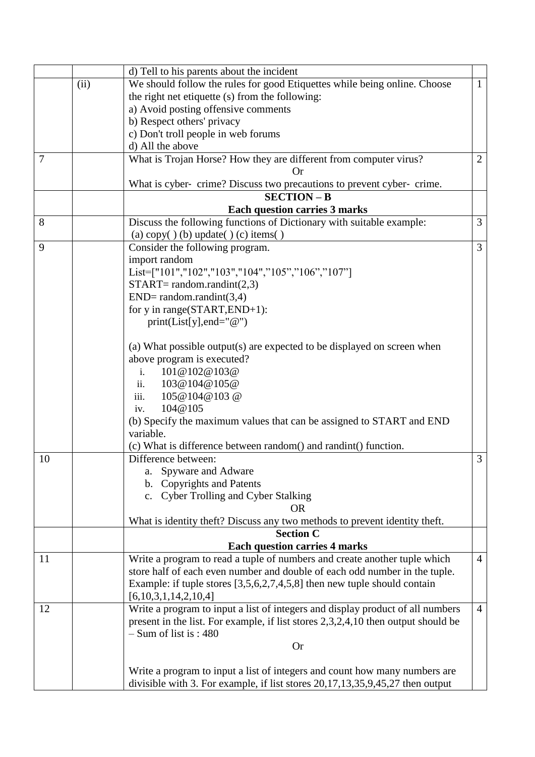| | | | |
|---|---|---|---|
| | | d) Tell to his parents about the incident | |
| | (ii) | We should follow the rules for good Etiquettes while being online. Choose the right net etiquette (s) from the following:<br>a) Avoid posting offensive comments<br>b) Respect others' privacy<br>c) Don't troll people in web forums<br>d) All the above | 1 |
| 7 | | What is Trojan Horse? How they are different from computer virus?<br>Or<br>What is cyber- crime? Discuss two precautions to prevent cyber- crime. | 2 |
| | | **SECTION – B**<br>**Each question carries 3 marks** | |
| 8 | | Discuss the following functions of Dictionary with suitable example:<br>(a) copy( ) (b) update( ) (c) items( ) | 3 |
| 9 | | Consider the following program.<br>import random<br>List=["101","102","103","104",”105”,”106”,”107”]<br>START= random.randint(2,3)<br>END= random.randint(3,4)<br>for y in range(START,END+1):<br>&nbsp;&nbsp;&nbsp;&nbsp;print(List[y],end="@")<br><br>(a) What possible output(s) are expected to be displayed on screen when above program is executed?<br>i. 101@102@103@<br>ii. 103@104@105@<br>iii. 105@104@103 @<br>iv. 104@105<br>(b) Specify the maximum values that can be assigned to START and END variable.<br>(c) What is difference between random() and randint() function. | 3 |
| 10 | | Difference between:<br>a. Spyware and Adware<br>b. Copyrights and Patents<br>c. Cyber Trolling and Cyber Stalking<br>OR<br>What is identity theft? Discuss any two methods to prevent identity theft. | 3 |
| | | **Section C**<br>**Each question carries 4 marks** | |
| 11 | | Write a program to read a tuple of numbers and create another tuple which store half of each even number and double of each odd number in the tuple. Example: if tuple stores [3,5,6,2,7,4,5,8] then new tuple should contain [6,10,3,1,14,2,10,4] | 4 |
| 12 | | Write a program to input a list of integers and display product of all numbers present in the list. For example, if list stores 2,3,2,4,10 then output should be – Sum of list is : 480<br>Or<br><br>Write a program to input a list of integers and count how many numbers are divisible with 3. For example, if list stores 20,17,13,35,9,45,27 then output | 4 |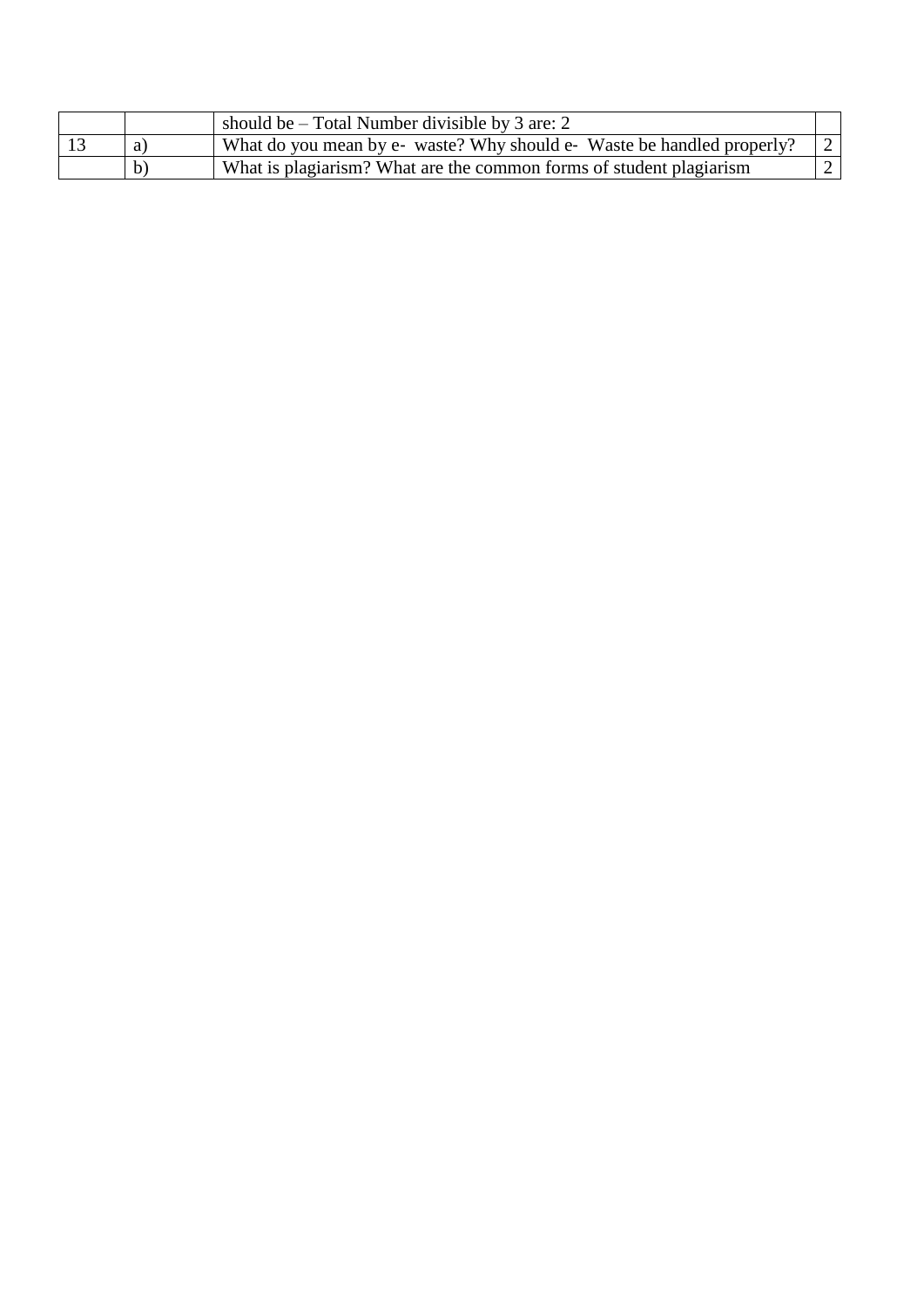| | | | |
|---|---|---|---|
| | | should be – Total Number divisible by 3 are: 2 | |
| 13 | a) | What do you mean by e- waste? Why should e- Waste be handled properly? | 2 |
| | b) | What is plagiarism? What are the common forms of student plagiarism | 2 |